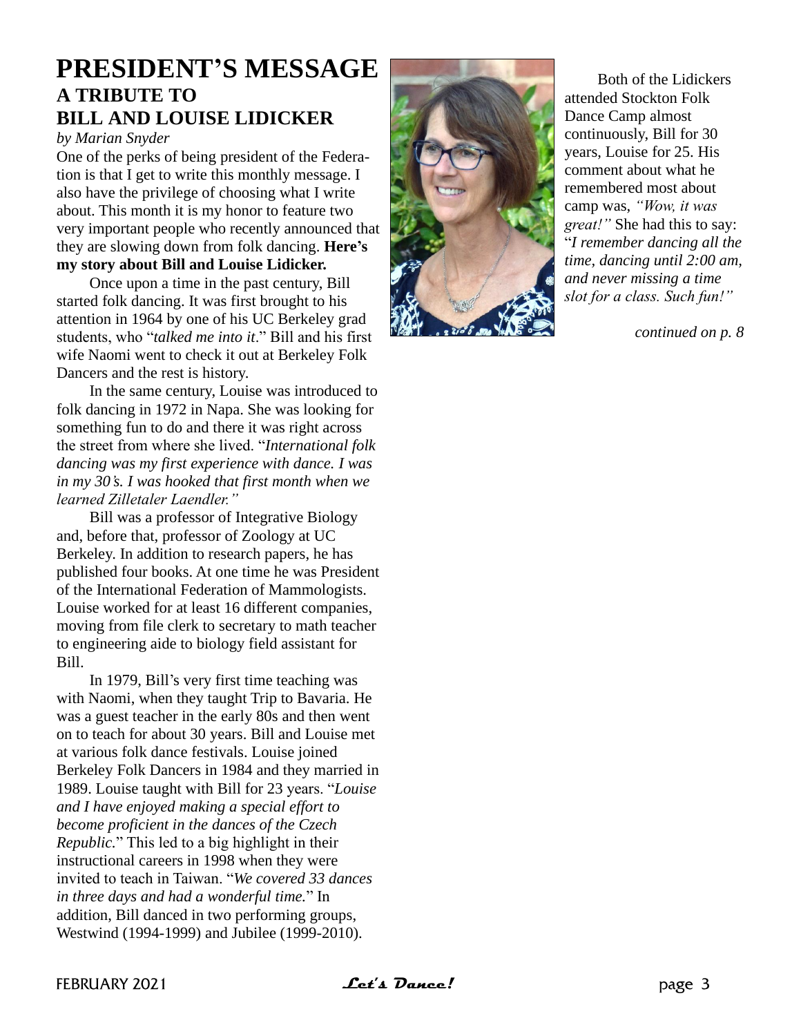# PRESIDENT'S MESSAGE

## A TRIBUTE TO BILL AND LOUISE LIDICKER

*by Marian Snyder*

One of the perks of being president of the Federation is that I get to write this monthly message. I also have the privilege of choosing what I write about. This month it is my honor to feature two very important people who recently announced that they are slowing down from folk dancing. **Here's my story about Bill and Louise Lidicker.**

Once upon a time in the past century, Bill started folk dancing. It was first brought to his attention in 1964 by one of his UC Berkeley grad students, who "*talked me into it*." Bill and his first wife Naomi went to check it out at Berkeley Folk Dancers and the rest is history.

In the same century, Louise was introduced to folk dancing in 1972 in Napa. She was looking for something fun to do and there it was right across the street from where she lived. "*International folk dancing was my first experience with dance. I was in my 30's. I was hooked that first month when we learned Zilletaler Laendler."*

Bill was a professor of Integrative Biology and, before that, professor of Zoology at UC Berkeley. In addition to research papers, he has published four books. At one time he was President of the International Federation of Mammologists. Louise worked for at least 16 different companies, moving from file clerk to secretary to math teacher to engineering aide to biology field assistant for Bill.

In 1979, Bill's very first time teaching was with Naomi, when they taught Trip to Bavaria. He was a guest teacher in the early 80s and then went on to teach for about 30 years. Bill and Louise met at various folk dance festivals. Louise joined Berkeley Folk Dancers in 1984 and they married in 1989. Louise taught with Bill for 23 years. "*Louise and I have enjoyed making a special effort to become proficient in the dances of the Czech Republic.*" This led to a big highlight in their instructional careers in 1998 when they were invited to teach in Taiwan. "*We covered 33 dances in three days and had a wonderful time.*" In addition, Bill danced in two performing groups, Westwind (1994-1999) and Jubilee (1999-2010).

Both of the Lidickers attended Stockton Folk Dance Camp almost continuously, Bill for 30 years, Louise for 25. His comment about what he remembered most about camp was, *"Wow, it was great!"* She had this to say: "*I remember dancing all the time, dancing until 2:00 am, and never missing a time slot for a class. Such fun!"*

*continued on p. 8*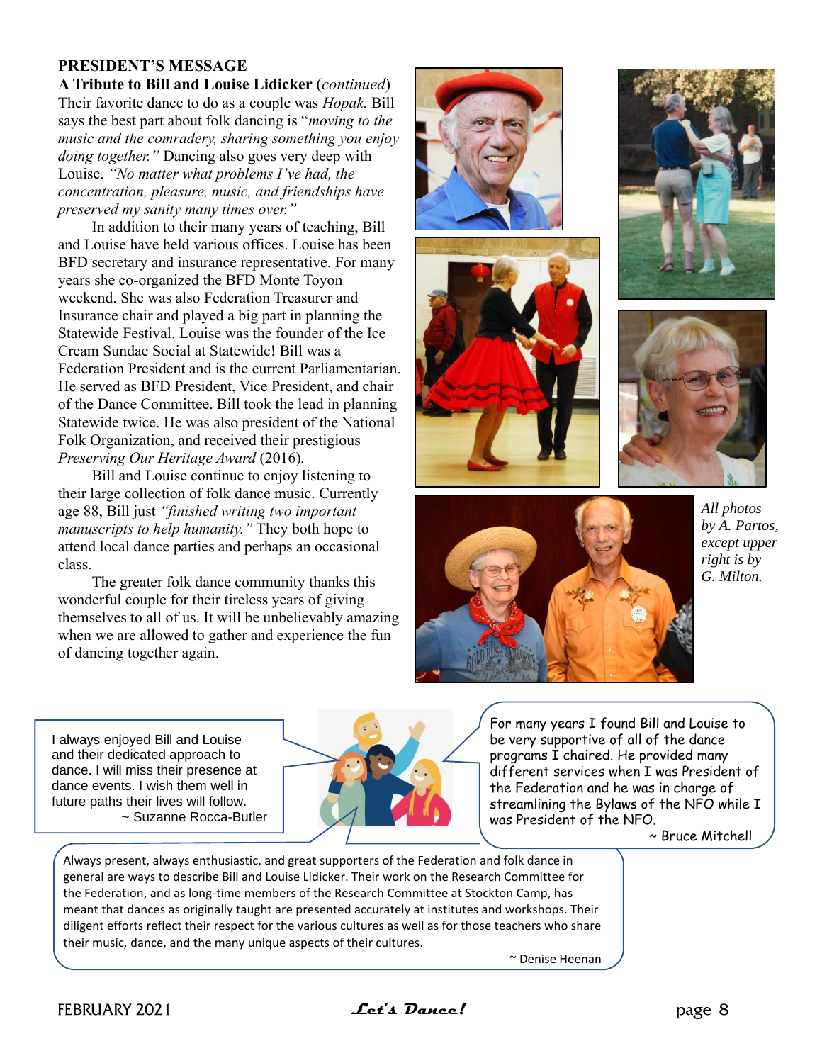**PRESIDENT'S MESSAGE**

**A Tribute to Bill and Louise Lidicker** (*continued*)

Their favorite dance to do as a couple was *Hopak.* Bill says the best part about folk dancing is "*moving to the music and the comradery, sharing something you enjoy doing together.*" Dancing also goes very deep with Louise. *"No matter what problems I've had, the concentration, pleasure, music, and friendships have preserved my sanity many times over."*

In addition to their many years of teaching, Bill and Louise have held various offices. Louise has been BFD secretary and insurance representative. For many years she co-organized the BFD Monte Toyon weekend. She was also Federation Treasurer and Insurance chair and played a big part in planning the Statewide Festival. Louise was the founder of the Ice Cream Sundae Social at Statewide! Bill was a Federation President and is the current Parliamentarian. He served as BFD President, Vice President, and chair of the Dance Committee. Bill took the lead in planning Statewide twice. He was also president of the National Folk Organization, and received their prestigious *Preserving Our Heritage Award* (2016).

Bill and Louise continue to enjoy listening to their large collection of folk dance music. Currently age 88, Bill just *"finished writing two important manuscripts to help humanity."* They both hope to attend local dance parties and perhaps an occasional class.

The greater folk dance community thanks this wonderful couple for their tireless years of giving themselves to all of us. It will be unbelievably amazing when we are allowed to gather and experience the fun of dancing together again.

*All photos by A. Partos, except upper right is by G. Milton.*

I always enjoyed Bill and Louise and their dedicated approach to dance. I will miss their presence at dance events. I wish them well in future paths their lives will follow.
~ Suzanne Rocca-Butler

For many years I found Bill and Louise to be very supportive of all of the dance programs I chaired. He provided many different services when I was President of the Federation and he was in charge of streamlining the Bylaws of the NFO while I was President of the NFO.
~ Bruce Mitchell

Always present, always enthusiastic, and great supporters of the Federation and folk dance in general are ways to describe Bill and Louise Lidicker. Their work on the Research Committee for the Federation, and as long-time members of the Research Committee at Stockton Camp, has meant that dances as originally taught are presented accurately at institutes and workshops. Their diligent efforts reflect their respect for the various cultures as well as for those teachers who share their music, dance, and the many unique aspects of their cultures.
~ Denise Heenan